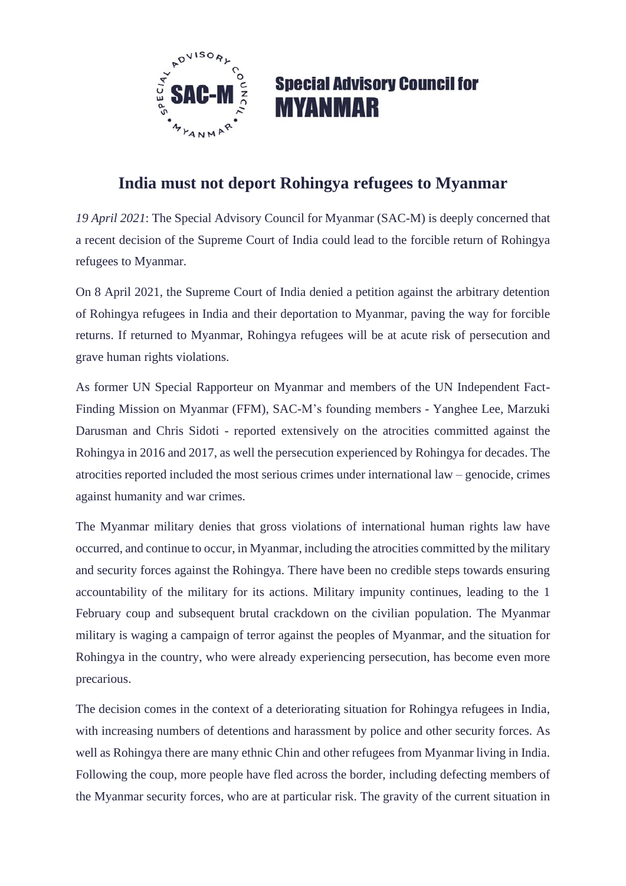Special Advisory Council for MYANMAR

# India must not deport Rohingya refugees to Myanmar

*19 April 2021*: The Special Advisory Council for Myanmar (SAC-M) is deeply concerned that a recent decision of the Supreme Court of India could lead to the forcible return of Rohingya refugees to Myanmar.

On 8 April 2021, the Supreme Court of India denied a petition against the arbitrary detention of Rohingya refugees in India and their deportation to Myanmar, paving the way for forcible returns. If returned to Myanmar, Rohingya refugees will be at acute risk of persecution and grave human rights violations.

As former UN Special Rapporteur on Myanmar and members of the UN Independent Fact-Finding Mission on Myanmar (FFM), SAC-M's founding members - Yanghee Lee, Marzuki Darusman and Chris Sidoti - reported extensively on the atrocities committed against the Rohingya in 2016 and 2017, as well the persecution experienced by Rohingya for decades. The atrocities reported included the most serious crimes under international law – genocide, crimes against humanity and war crimes.

The Myanmar military denies that gross violations of international human rights law have occurred, and continue to occur, in Myanmar, including the atrocities committed by the military and security forces against the Rohingya. There have been no credible steps towards ensuring accountability of the military for its actions. Military impunity continues, leading to the 1 February coup and subsequent brutal crackdown on the civilian population. The Myanmar military is waging a campaign of terror against the peoples of Myanmar, and the situation for Rohingya in the country, who were already experiencing persecution, has become even more precarious.

The decision comes in the context of a deteriorating situation for Rohingya refugees in India, with increasing numbers of detentions and harassment by police and other security forces. As well as Rohingya there are many ethnic Chin and other refugees from Myanmar living in India. Following the coup, more people have fled across the border, including defecting members of the Myanmar security forces, who are at particular risk. The gravity of the current situation in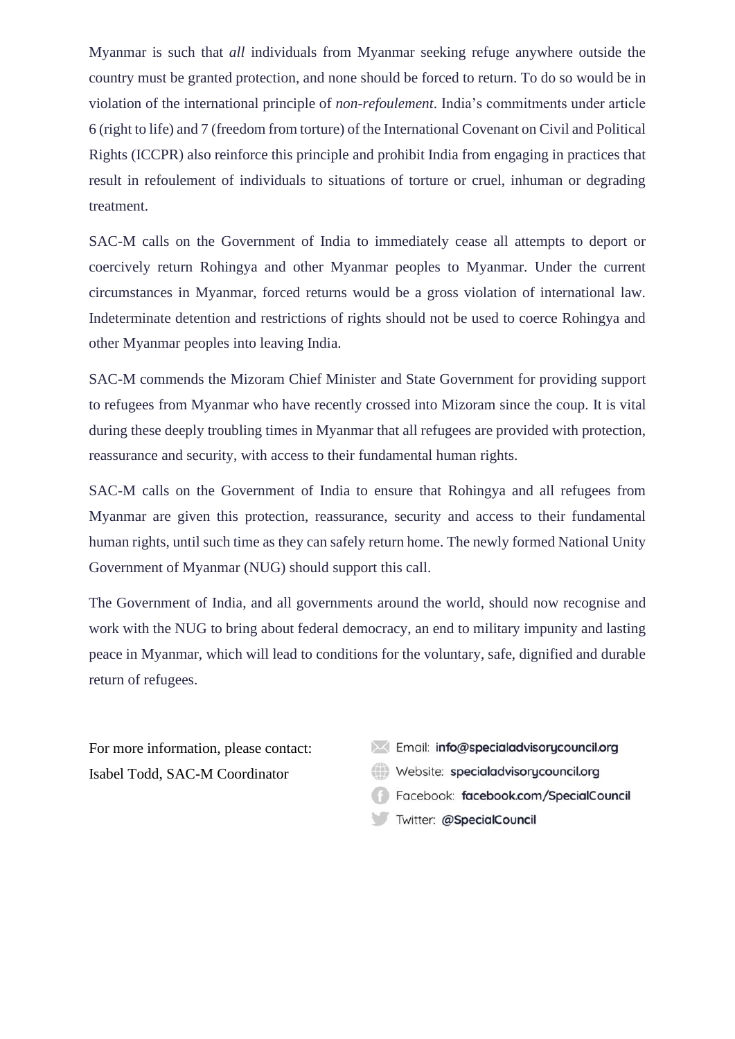Myanmar is such that *all* individuals from Myanmar seeking refuge anywhere outside the country must be granted protection, and none should be forced to return. To do so would be in violation of the international principle of *non-refoulement*. India's commitments under article 6 (right to life) and 7 (freedom from torture) of the International Covenant on Civil and Political Rights (ICCPR) also reinforce this principle and prohibit India from engaging in practices that result in refoulement of individuals to situations of torture or cruel, inhuman or degrading treatment.

SAC-M calls on the Government of India to immediately cease all attempts to deport or coercively return Rohingya and other Myanmar peoples to Myanmar. Under the current circumstances in Myanmar, forced returns would be a gross violation of international law. Indeterminate detention and restrictions of rights should not be used to coerce Rohingya and other Myanmar peoples into leaving India.

SAC-M commends the Mizoram Chief Minister and State Government for providing support to refugees from Myanmar who have recently crossed into Mizoram since the coup. It is vital during these deeply troubling times in Myanmar that all refugees are provided with protection, reassurance and security, with access to their fundamental human rights.

SAC-M calls on the Government of India to ensure that Rohingya and all refugees from Myanmar are given this protection, reassurance, security and access to their fundamental human rights, until such time as they can safely return home. The newly formed National Unity Government of Myanmar (NUG) should support this call.

The Government of India, and all governments around the world, should now recognise and work with the NUG to bring about federal democracy, an end to military impunity and lasting peace in Myanmar, which will lead to conditions for the voluntary, safe, dignified and durable return of refugees.

For more information, please contact:
Isabel Todd, SAC-M Coordinator

Email: **info@specialadvisorycouncil.org**
Website: **specialadvisorycouncil.org**
Facebook: **facebook.com/SpecialCouncil**
Twitter: **@SpecialCouncil**